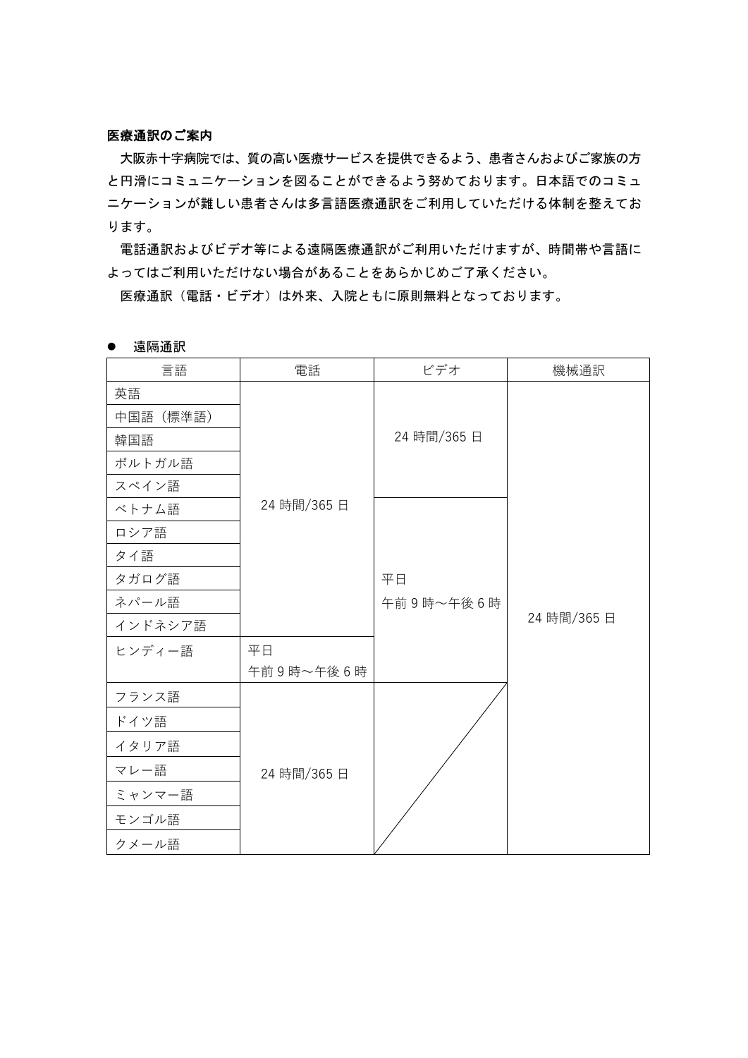**医療通訳のご案内**

大阪赤十字病院では、質の高い医療サービスを提供できるよう、患者さんおよびご家族の方と円滑にコミュニケーションを図ることができるよう努めております。日本語でのコミュニケーションが難しい患者さんは多言語医療通訳をご利用していただける体制を整えております。

電話通訳およびビデオ等による遠隔医療通訳がご利用いただけますが、時間帯や言語によってはご利用いただけない場合があることをあらかじめご了承ください。

医療通訳（電話・ビデオ）は外来、入院ともに原則無料となっております。

- 遠隔通訳

| 言語 | 電話 | ビデオ | 機械通訳 |
|---|---|---|---|
| 英語 | 24 時間/365 日 | 24 時間/365 日 | 24 時間/365 日 |
| 中国語（標準語） | 24 時間/365 日 | 24 時間/365 日 | 24 時間/365 日 |
| 韓国語 | 24 時間/365 日 | 24 時間/365 日 | 24 時間/365 日 |
| ポルトガル語 | 24 時間/365 日 | 24 時間/365 日 | 24 時間/365 日 |
| スペイン語 | 24 時間/365 日 | 24 時間/365 日 | 24 時間/365 日 |
| ベトナム語 | 24 時間/365 日 | 平日 午前 9 時～午後 6 時 | 24 時間/365 日 |
| ロシア語 | 24 時間/365 日 | 平日 午前 9 時～午後 6 時 | 24 時間/365 日 |
| タイ語 | 24 時間/365 日 | 平日 午前 9 時～午後 6 時 | 24 時間/365 日 |
| タガログ語 | 24 時間/365 日 | 平日 午前 9 時～午後 6 時 | 24 時間/365 日 |
| ネパール語 | 24 時間/365 日 | 平日 午前 9 時～午後 6 時 | 24 時間/365 日 |
| インドネシア語 | 24 時間/365 日 | 平日 午前 9 時～午後 6 時 | 24 時間/365 日 |
| ヒンディー語 | 平日 午前 9 時～午後 6 時 | 平日 午前 9 時～午後 6 時 | 24 時間/365 日 |
| フランス語 | 24 時間/365 日 | | 24 時間/365 日 |
| ドイツ語 | 24 時間/365 日 | | 24 時間/365 日 |
| イタリア語 | 24 時間/365 日 | | 24 時間/365 日 |
| マレー語 | 24 時間/365 日 | | 24 時間/365 日 |
| ミャンマー語 | 24 時間/365 日 | | 24 時間/365 日 |
| モンゴル語 | 24 時間/365 日 | | 24 時間/365 日 |
| クメール語 | 24 時間/365 日 | | 24 時間/365 日 |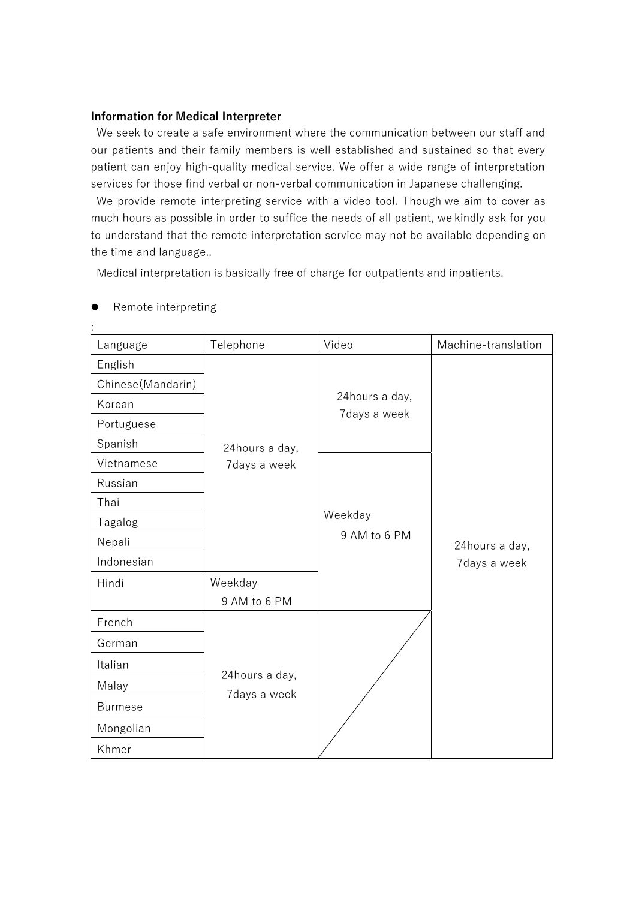**Information for Medical Interpreter**

We seek to create a safe environment where the communication between our staff and our patients and their family members is well established and sustained so that every patient can enjoy high-quality medical service. We offer a wide range of interpretation services for those find verbal or non-verbal communication in Japanese challenging.

We provide remote interpreting service with a video tool. Though we aim to cover as much hours as possible in order to suffice the needs of all patient, we kindly ask for you to understand that the remote interpretation service may not be available depending on the time and language..

Medical interpretation is basically free of charge for outpatients and inpatients.

- Remote interpreting

:

| Language | Telephone | Video | Machine-translation |
|---|---|---|---|
| English | 24hours a day, 7days a week | 24hours a day, 7days a week | 24hours a day, 7days a week |
| Chinese(Mandarin) | 24hours a day, 7days a week | 24hours a day, 7days a week | 24hours a day, 7days a week |
| Korean | 24hours a day, 7days a week | 24hours a day, 7days a week | 24hours a day, 7days a week |
| Portuguese | 24hours a day, 7days a week | 24hours a day, 7days a week | 24hours a day, 7days a week |
| Spanish | 24hours a day, 7days a week | 24hours a day, 7days a week | 24hours a day, 7days a week |
| Vietnamese | 24hours a day, 7days a week | Weekday 9 AM to 6 PM | 24hours a day, 7days a week |
| Russian | 24hours a day, 7days a week | Weekday 9 AM to 6 PM | 24hours a day, 7days a week |
| Thai | 24hours a day, 7days a week | Weekday 9 AM to 6 PM | 24hours a day, 7days a week |
| Tagalog | 24hours a day, 7days a week | Weekday 9 AM to 6 PM | 24hours a day, 7days a week |
| Nepali | 24hours a day, 7days a week | Weekday 9 AM to 6 PM | 24hours a day, 7days a week |
| Indonesian | 24hours a day, 7days a week | Weekday 9 AM to 6 PM | 24hours a day, 7days a week |
| Hindi | Weekday 9 AM to 6 PM | Weekday 9 AM to 6 PM | 24hours a day, 7days a week |
| French | 24hours a day, 7days a week | | 24hours a day, 7days a week |
| German | 24hours a day, 7days a week | | 24hours a day, 7days a week |
| Italian | 24hours a day, 7days a week | | 24hours a day, 7days a week |
| Malay | 24hours a day, 7days a week | | 24hours a day, 7days a week |
| Burmese | 24hours a day, 7days a week | | 24hours a day, 7days a week |
| Mongolian | 24hours a day, 7days a week | | 24hours a day, 7days a week |
| Khmer | 24hours a day, 7days a week | | 24hours a day, 7days a week |